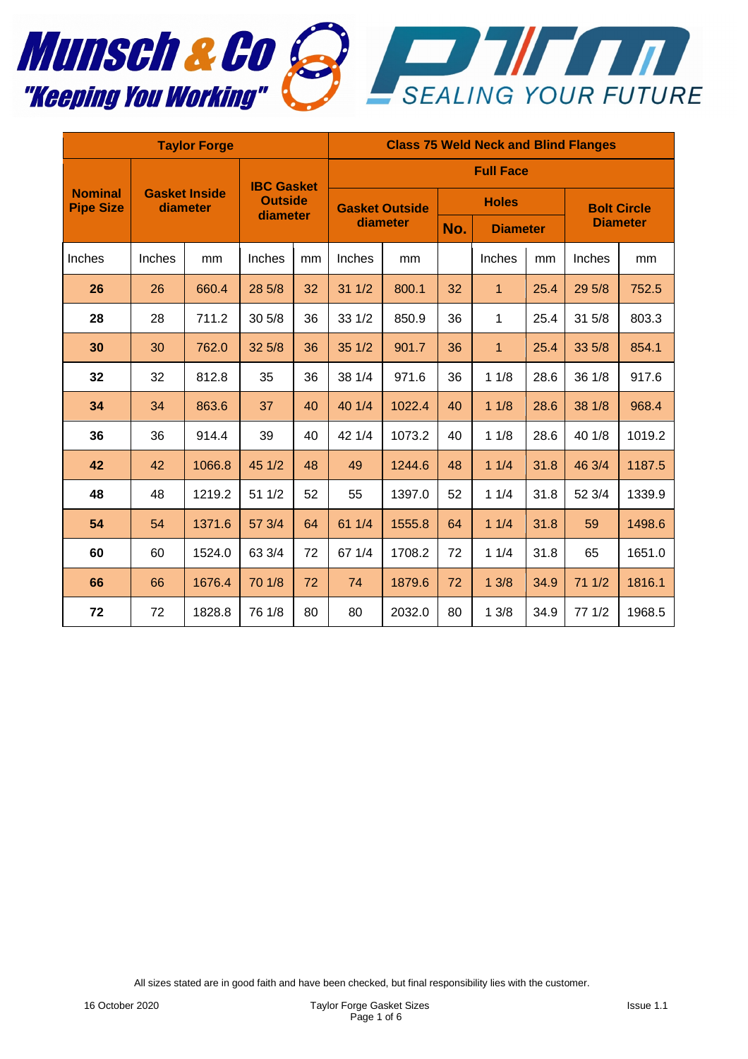| Taylor Forge | | | | | Class 75 Weld Neck and Blind Flanges | | | | | | |
|---|---|---|---|---|---|---|---|---|---|---|---|
| Nominal Pipe Size | Gasket Inside diameter | | IBC Gasket Outside diameter | | Full Face | | | | | | |
| | | | | | Gasket Outside diameter | | Holes | | | Bolt Circle Diameter | |
| | | | | | | | No. | Diameter | | | |
| Inches | Inches | mm | Inches | mm | Inches | mm | | Inches | mm | Inches | mm |
| **26** | 26 | 660.4 | 28 5/8 | 32 | 31 1/2 | 800.1 | 32 | 1 | 25.4 | 29 5/8 | 752.5 |
| **28** | 28 | 711.2 | 30 5/8 | 36 | 33 1/2 | 850.9 | 36 | 1 | 25.4 | 31 5/8 | 803.3 |
| **30** | 30 | 762.0 | 32 5/8 | 36 | 35 1/2 | 901.7 | 36 | 1 | 25.4 | 33 5/8 | 854.1 |
| **32** | 32 | 812.8 | 35 | 36 | 38 1/4 | 971.6 | 36 | 1 1/8 | 28.6 | 36 1/8 | 917.6 |
| **34** | 34 | 863.6 | 37 | 40 | 40 1/4 | 1022.4 | 40 | 1 1/8 | 28.6 | 38 1/8 | 968.4 |
| **36** | 36 | 914.4 | 39 | 40 | 42 1/4 | 1073.2 | 40 | 1 1/8 | 28.6 | 40 1/8 | 1019.2 |
| **42** | 42 | 1066.8 | 45 1/2 | 48 | 49 | 1244.6 | 48 | 1 1/4 | 31.8 | 46 3/4 | 1187.5 |
| **48** | 48 | 1219.2 | 51 1/2 | 52 | 55 | 1397.0 | 52 | 1 1/4 | 31.8 | 52 3/4 | 1339.9 |
| **54** | 54 | 1371.6 | 57 3/4 | 64 | 61 1/4 | 1555.8 | 64 | 1 1/4 | 31.8 | 59 | 1498.6 |
| **60** | 60 | 1524.0 | 63 3/4 | 72 | 67 1/4 | 1708.2 | 72 | 1 1/4 | 31.8 | 65 | 1651.0 |
| **66** | 66 | 1676.4 | 70 1/8 | 72 | 74 | 1879.6 | 72 | 1 3/8 | 34.9 | 71 1/2 | 1816.1 |
| **72** | 72 | 1828.8 | 76 1/8 | 80 | 80 | 2032.0 | 80 | 1 3/8 | 34.9 | 77 1/2 | 1968.5 |

All sizes stated are in good faith and have been checked, but final responsibility lies with the customer.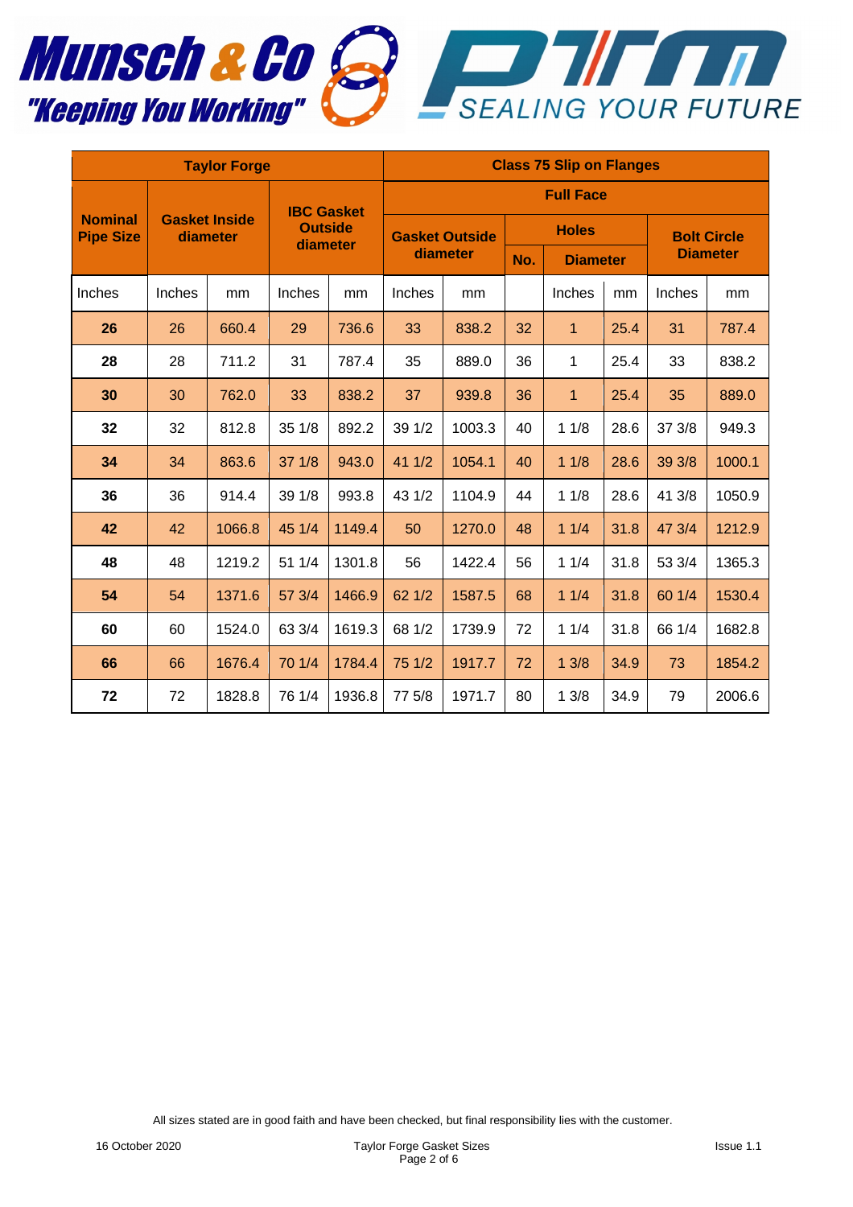| Taylor Forge | | | | | Class 75 Slip on Flanges | | | | | | |
|---|---|---|---|---|---|---|---|---|---|---|---|
| | | | | | Full Face | | | | | | |
| Nominal Pipe Size | Gasket Inside diameter | | IBC Gasket Outside diameter | | Gasket Outside diameter | | Holes | | | Bolt Circle Diameter | |
| | | | | | | | No. | Diameter | | | |
| Inches | Inches | mm | Inches | mm | Inches | mm | | Inches | mm | Inches | mm |
| **26** | 26 | 660.4 | 29 | 736.6 | 33 | 838.2 | 32 | 1 | 25.4 | 31 | 787.4 |
| **28** | 28 | 711.2 | 31 | 787.4 | 35 | 889.0 | 36 | 1 | 25.4 | 33 | 838.2 |
| **30** | 30 | 762.0 | 33 | 838.2 | 37 | 939.8 | 36 | 1 | 25.4 | 35 | 889.0 |
| **32** | 32 | 812.8 | 35 1/8 | 892.2 | 39 1/2 | 1003.3 | 40 | 1 1/8 | 28.6 | 37 3/8 | 949.3 |
| **34** | 34 | 863.6 | 37 1/8 | 943.0 | 41 1/2 | 1054.1 | 40 | 1 1/8 | 28.6 | 39 3/8 | 1000.1 |
| **36** | 36 | 914.4 | 39 1/8 | 993.8 | 43 1/2 | 1104.9 | 44 | 1 1/8 | 28.6 | 41 3/8 | 1050.9 |
| **42** | 42 | 1066.8 | 45 1/4 | 1149.4 | 50 | 1270.0 | 48 | 1 1/4 | 31.8 | 47 3/4 | 1212.9 |
| **48** | 48 | 1219.2 | 51 1/4 | 1301.8 | 56 | 1422.4 | 56 | 1 1/4 | 31.8 | 53 3/4 | 1365.3 |
| **54** | 54 | 1371.6 | 57 3/4 | 1466.9 | 62 1/2 | 1587.5 | 68 | 1 1/4 | 31.8 | 60 1/4 | 1530.4 |
| **60** | 60 | 1524.0 | 63 3/4 | 1619.3 | 68 1/2 | 1739.9 | 72 | 1 1/4 | 31.8 | 66 1/4 | 1682.8 |
| **66** | 66 | 1676.4 | 70 1/4 | 1784.4 | 75 1/2 | 1917.7 | 72 | 1 3/8 | 34.9 | 73 | 1854.2 |
| **72** | 72 | 1828.8 | 76 1/4 | 1936.8 | 77 5/8 | 1971.7 | 80 | 1 3/8 | 34.9 | 79 | 2006.6 |

All sizes stated are in good faith and have been checked, but final responsibility lies with the customer.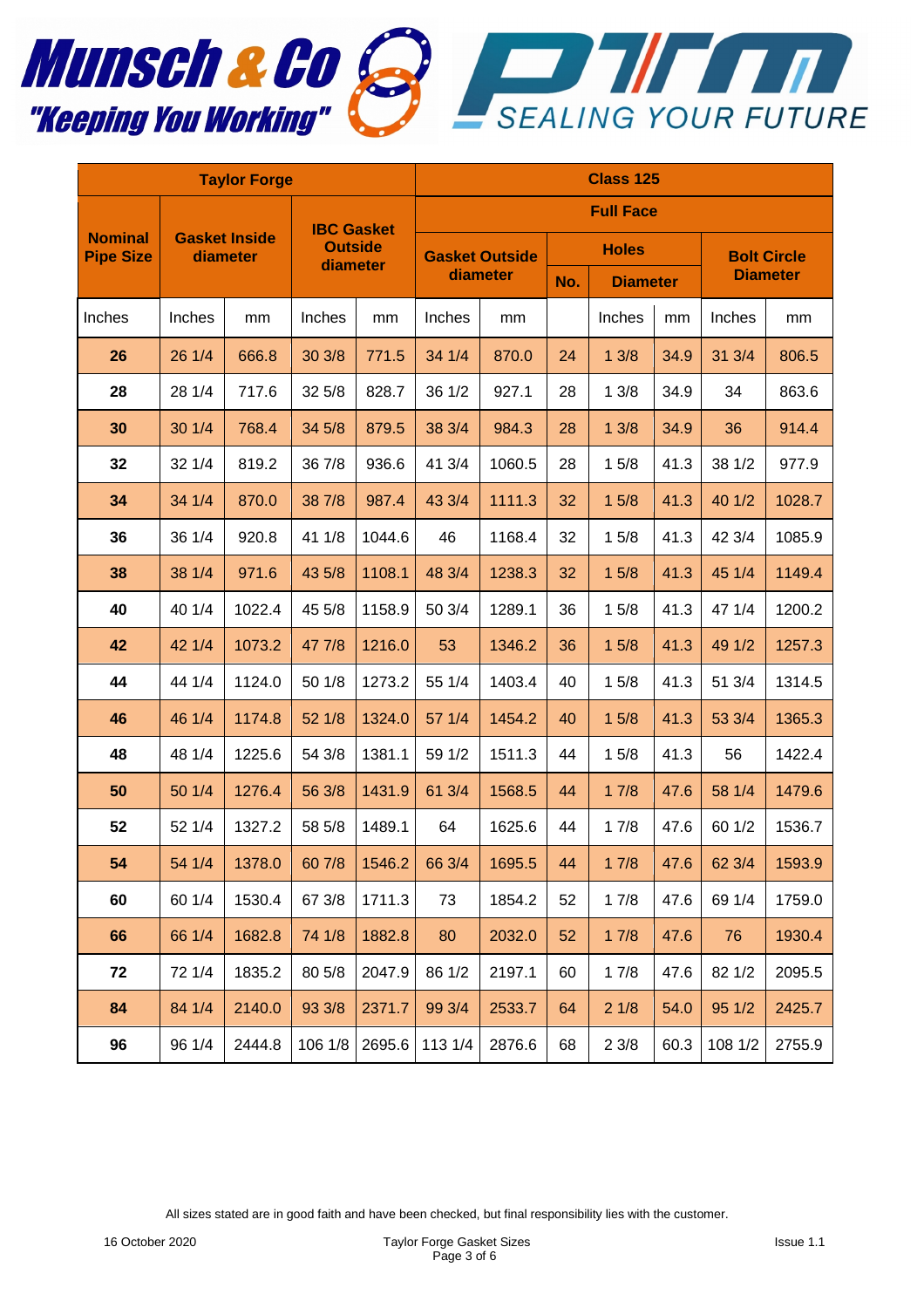| Taylor Forge | | | | | Class 125 | | | | | | |
|---|---|---|---|---|---|---|---|---|---|---|---|
| | | | | | Full Face | | | | | | |
| Nominal Pipe Size | Gasket Inside diameter | | IBC Gasket Outside diameter | | Gasket Outside diameter | | Holes | | | Bolt Circle Diameter | |
| | | | | | | | No. | Diameter | | | |
| Inches | Inches | mm | Inches | mm | Inches | mm | | Inches | mm | Inches | mm |
| **26** | 26 1/4 | 666.8 | 30 3/8 | 771.5 | 34 1/4 | 870.0 | 24 | 1 3/8 | 34.9 | 31 3/4 | 806.5 |
| **28** | 28 1/4 | 717.6 | 32 5/8 | 828.7 | 36 1/2 | 927.1 | 28 | 1 3/8 | 34.9 | 34 | 863.6 |
| **30** | 30 1/4 | 768.4 | 34 5/8 | 879.5 | 38 3/4 | 984.3 | 28 | 1 3/8 | 34.9 | 36 | 914.4 |
| **32** | 32 1/4 | 819.2 | 36 7/8 | 936.6 | 41 3/4 | 1060.5 | 28 | 1 5/8 | 41.3 | 38 1/2 | 977.9 |
| **34** | 34 1/4 | 870.0 | 38 7/8 | 987.4 | 43 3/4 | 1111.3 | 32 | 1 5/8 | 41.3 | 40 1/2 | 1028.7 |
| **36** | 36 1/4 | 920.8 | 41 1/8 | 1044.6 | 46 | 1168.4 | 32 | 1 5/8 | 41.3 | 42 3/4 | 1085.9 |
| **38** | 38 1/4 | 971.6 | 43 5/8 | 1108.1 | 48 3/4 | 1238.3 | 32 | 1 5/8 | 41.3 | 45 1/4 | 1149.4 |
| **40** | 40 1/4 | 1022.4 | 45 5/8 | 1158.9 | 50 3/4 | 1289.1 | 36 | 1 5/8 | 41.3 | 47 1/4 | 1200.2 |
| **42** | 42 1/4 | 1073.2 | 47 7/8 | 1216.0 | 53 | 1346.2 | 36 | 1 5/8 | 41.3 | 49 1/2 | 1257.3 |
| **44** | 44 1/4 | 1124.0 | 50 1/8 | 1273.2 | 55 1/4 | 1403.4 | 40 | 1 5/8 | 41.3 | 51 3/4 | 1314.5 |
| **46** | 46 1/4 | 1174.8 | 52 1/8 | 1324.0 | 57 1/4 | 1454.2 | 40 | 1 5/8 | 41.3 | 53 3/4 | 1365.3 |
| **48** | 48 1/4 | 1225.6 | 54 3/8 | 1381.1 | 59 1/2 | 1511.3 | 44 | 1 5/8 | 41.3 | 56 | 1422.4 |
| **50** | 50 1/4 | 1276.4 | 56 3/8 | 1431.9 | 61 3/4 | 1568.5 | 44 | 1 7/8 | 47.6 | 58 1/4 | 1479.6 |
| **52** | 52 1/4 | 1327.2 | 58 5/8 | 1489.1 | 64 | 1625.6 | 44 | 1 7/8 | 47.6 | 60 1/2 | 1536.7 |
| **54** | 54 1/4 | 1378.0 | 60 7/8 | 1546.2 | 66 3/4 | 1695.5 | 44 | 1 7/8 | 47.6 | 62 3/4 | 1593.9 |
| **60** | 60 1/4 | 1530.4 | 67 3/8 | 1711.3 | 73 | 1854.2 | 52 | 1 7/8 | 47.6 | 69 1/4 | 1759.0 |
| **66** | 66 1/4 | 1682.8 | 74 1/8 | 1882.8 | 80 | 2032.0 | 52 | 1 7/8 | 47.6 | 76 | 1930.4 |
| **72** | 72 1/4 | 1835.2 | 80 5/8 | 2047.9 | 86 1/2 | 2197.1 | 60 | 1 7/8 | 47.6 | 82 1/2 | 2095.5 |
| **84** | 84 1/4 | 2140.0 | 93 3/8 | 2371.7 | 99 3/4 | 2533.7 | 64 | 2 1/8 | 54.0 | 95 1/2 | 2425.7 |
| **96** | 96 1/4 | 2444.8 | 106 1/8 | 2695.6 | 113 1/4 | 2876.6 | 68 | 2 3/8 | 60.3 | 108 1/2 | 2755.9 |

All sizes stated are in good faith and have been checked, but final responsibility lies with the customer.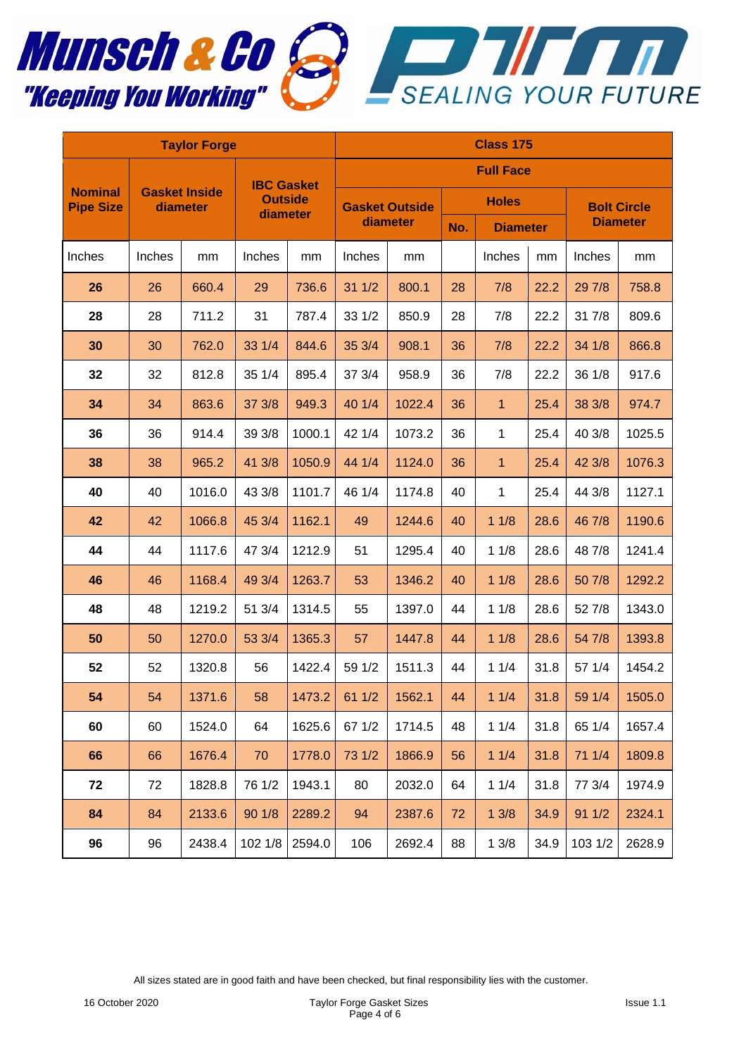| Taylor Forge | | | | | Class 175 | | | | | | |
|---|---|---|---|---|---|---|---|---|---|---|---|
| | | | | | Full Face | | | | | | |
| Nominal Pipe Size | Gasket Inside diameter | | IBC Gasket Outside diameter | | Gasket Outside diameter | | Holes | | | Bolt Circle Diameter | |
| | | | | | | | No. | Diameter | | | |
| Inches | Inches | mm | Inches | mm | Inches | mm | | Inches | mm | Inches | mm |
| **26** | 26 | 660.4 | 29 | 736.6 | 31 1/2 | 800.1 | 28 | 7/8 | 22.2 | 29 7/8 | 758.8 |
| **28** | 28 | 711.2 | 31 | 787.4 | 33 1/2 | 850.9 | 28 | 7/8 | 22.2 | 31 7/8 | 809.6 |
| **30** | 30 | 762.0 | 33 1/4 | 844.6 | 35 3/4 | 908.1 | 36 | 7/8 | 22.2 | 34 1/8 | 866.8 |
| **32** | 32 | 812.8 | 35 1/4 | 895.4 | 37 3/4 | 958.9 | 36 | 7/8 | 22.2 | 36 1/8 | 917.6 |
| **34** | 34 | 863.6 | 37 3/8 | 949.3 | 40 1/4 | 1022.4 | 36 | 1 | 25.4 | 38 3/8 | 974.7 |
| **36** | 36 | 914.4 | 39 3/8 | 1000.1 | 42 1/4 | 1073.2 | 36 | 1 | 25.4 | 40 3/8 | 1025.5 |
| **38** | 38 | 965.2 | 41 3/8 | 1050.9 | 44 1/4 | 1124.0 | 36 | 1 | 25.4 | 42 3/8 | 1076.3 |
| **40** | 40 | 1016.0 | 43 3/8 | 1101.7 | 46 1/4 | 1174.8 | 40 | 1 | 25.4 | 44 3/8 | 1127.1 |
| **42** | 42 | 1066.8 | 45 3/4 | 1162.1 | 49 | 1244.6 | 40 | 1 1/8 | 28.6 | 46 7/8 | 1190.6 |
| **44** | 44 | 1117.6 | 47 3/4 | 1212.9 | 51 | 1295.4 | 40 | 1 1/8 | 28.6 | 48 7/8 | 1241.4 |
| **46** | 46 | 1168.4 | 49 3/4 | 1263.7 | 53 | 1346.2 | 40 | 1 1/8 | 28.6 | 50 7/8 | 1292.2 |
| **48** | 48 | 1219.2 | 51 3/4 | 1314.5 | 55 | 1397.0 | 44 | 1 1/8 | 28.6 | 52 7/8 | 1343.0 |
| **50** | 50 | 1270.0 | 53 3/4 | 1365.3 | 57 | 1447.8 | 44 | 1 1/8 | 28.6 | 54 7/8 | 1393.8 |
| **52** | 52 | 1320.8 | 56 | 1422.4 | 59 1/2 | 1511.3 | 44 | 1 1/4 | 31.8 | 57 1/4 | 1454.2 |
| **54** | 54 | 1371.6 | 58 | 1473.2 | 61 1/2 | 1562.1 | 44 | 1 1/4 | 31.8 | 59 1/4 | 1505.0 |
| **60** | 60 | 1524.0 | 64 | 1625.6 | 67 1/2 | 1714.5 | 48 | 1 1/4 | 31.8 | 65 1/4 | 1657.4 |
| **66** | 66 | 1676.4 | 70 | 1778.0 | 73 1/2 | 1866.9 | 56 | 1 1/4 | 31.8 | 71 1/4 | 1809.8 |
| **72** | 72 | 1828.8 | 76 1/2 | 1943.1 | 80 | 2032.0 | 64 | 1 1/4 | 31.8 | 77 3/4 | 1974.9 |
| **84** | 84 | 2133.6 | 90 1/8 | 2289.2 | 94 | 2387.6 | 72 | 1 3/8 | 34.9 | 91 1/2 | 2324.1 |
| **96** | 96 | 2438.4 | 102 1/8 | 2594.0 | 106 | 2692.4 | 88 | 1 3/8 | 34.9 | 103 1/2 | 2628.9 |

All sizes stated are in good faith and have been checked, but final responsibility lies with the customer.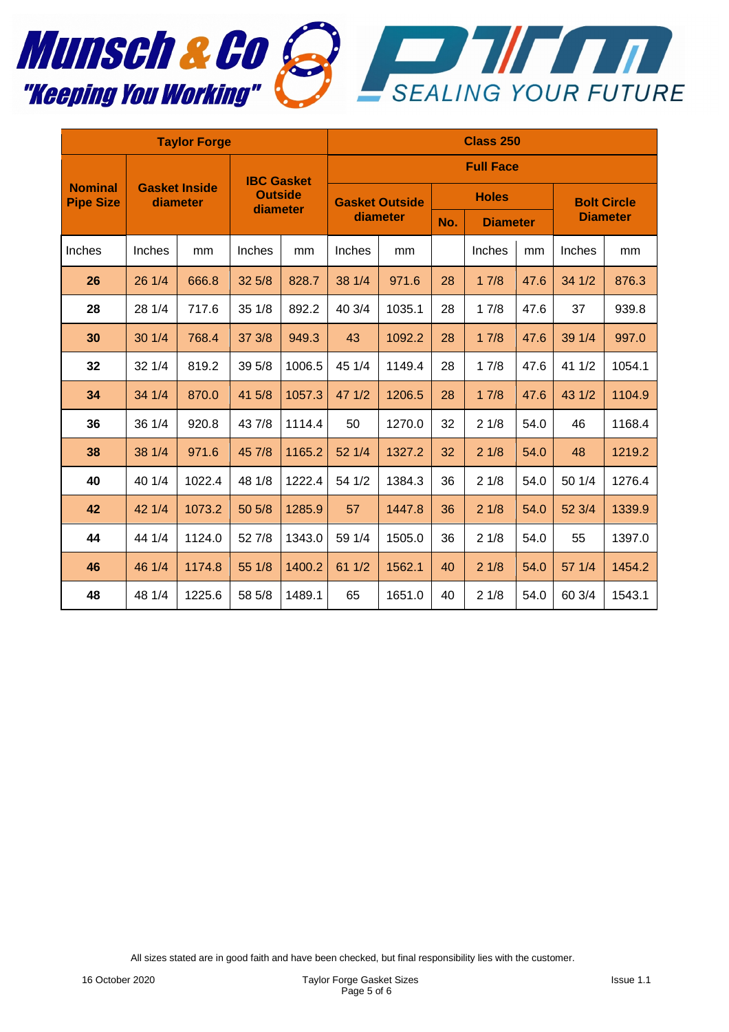| Taylor Forge | | | | | Class 250 | | | | | | |
|---|---|---|---|---|---|---|---|---|---|---|---|
| | | | | | Full Face | | | | | | |
| Nominal Pipe Size | Gasket Inside diameter | | IBC Gasket Outside diameter | | Gasket Outside diameter | | Holes | | | Bolt Circle Diameter | |
| | | | | | | | No. | Diameter | | | |
| Inches | Inches | mm | Inches | mm | Inches | mm | | Inches | mm | Inches | mm |
| **26** | 26 1/4 | 666.8 | 32 5/8 | 828.7 | 38 1/4 | 971.6 | 28 | 1 7/8 | 47.6 | 34 1/2 | 876.3 |
| **28** | 28 1/4 | 717.6 | 35 1/8 | 892.2 | 40 3/4 | 1035.1 | 28 | 1 7/8 | 47.6 | 37 | 939.8 |
| **30** | 30 1/4 | 768.4 | 37 3/8 | 949.3 | 43 | 1092.2 | 28 | 1 7/8 | 47.6 | 39 1/4 | 997.0 |
| **32** | 32 1/4 | 819.2 | 39 5/8 | 1006.5 | 45 1/4 | 1149.4 | 28 | 1 7/8 | 47.6 | 41 1/2 | 1054.1 |
| **34** | 34 1/4 | 870.0 | 41 5/8 | 1057.3 | 47 1/2 | 1206.5 | 28 | 1 7/8 | 47.6 | 43 1/2 | 1104.9 |
| **36** | 36 1/4 | 920.8 | 43 7/8 | 1114.4 | 50 | 1270.0 | 32 | 2 1/8 | 54.0 | 46 | 1168.4 |
| **38** | 38 1/4 | 971.6 | 45 7/8 | 1165.2 | 52 1/4 | 1327.2 | 32 | 2 1/8 | 54.0 | 48 | 1219.2 |
| **40** | 40 1/4 | 1022.4 | 48 1/8 | 1222.4 | 54 1/2 | 1384.3 | 36 | 2 1/8 | 54.0 | 50 1/4 | 1276.4 |
| **42** | 42 1/4 | 1073.2 | 50 5/8 | 1285.9 | 57 | 1447.8 | 36 | 2 1/8 | 54.0 | 52 3/4 | 1339.9 |
| **44** | 44 1/4 | 1124.0 | 52 7/8 | 1343.0 | 59 1/4 | 1505.0 | 36 | 2 1/8 | 54.0 | 55 | 1397.0 |
| **46** | 46 1/4 | 1174.8 | 55 1/8 | 1400.2 | 61 1/2 | 1562.1 | 40 | 2 1/8 | 54.0 | 57 1/4 | 1454.2 |
| **48** | 48 1/4 | 1225.6 | 58 5/8 | 1489.1 | 65 | 1651.0 | 40 | 2 1/8 | 54.0 | 60 3/4 | 1543.1 |

All sizes stated are in good faith and have been checked, but final responsibility lies with the customer.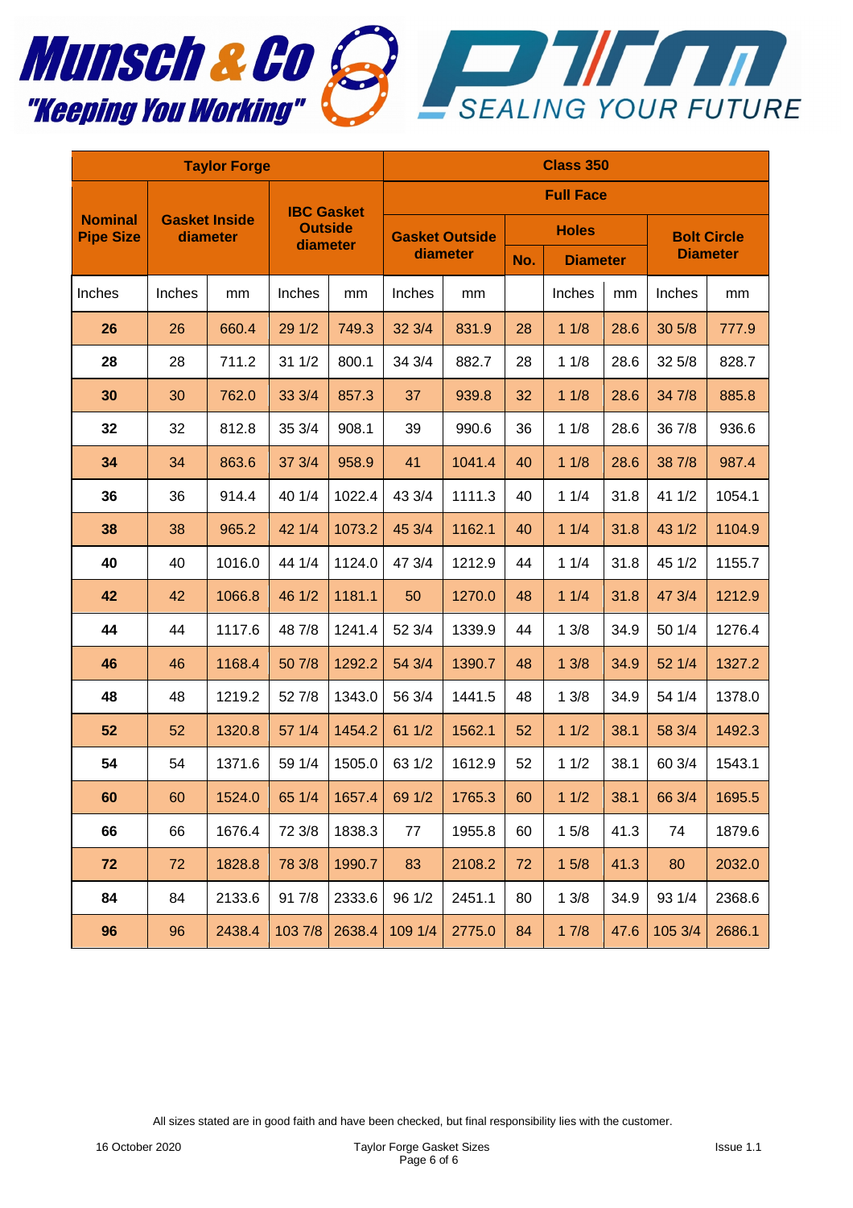| Taylor Forge | | | | | Class 350 | | | | | | |
|---|---|---|---|---|---|---|---|---|---|---|---|
| | | | | | Full Face | | | | | | |
| Nominal Pipe Size | Gasket Inside diameter | | IBC Gasket Outside diameter | | Gasket Outside diameter | | Holes | | | Bolt Circle Diameter | |
| | | | | | | | No. | Diameter | | | |
| Inches | Inches | mm | Inches | mm | Inches | mm | | Inches | mm | Inches | mm |
| **26** | 26 | 660.4 | 29 1/2 | 749.3 | 32 3/4 | 831.9 | 28 | 1 1/8 | 28.6 | 30 5/8 | 777.9 |
| **28** | 28 | 711.2 | 31 1/2 | 800.1 | 34 3/4 | 882.7 | 28 | 1 1/8 | 28.6 | 32 5/8 | 828.7 |
| **30** | 30 | 762.0 | 33 3/4 | 857.3 | 37 | 939.8 | 32 | 1 1/8 | 28.6 | 34 7/8 | 885.8 |
| **32** | 32 | 812.8 | 35 3/4 | 908.1 | 39 | 990.6 | 36 | 1 1/8 | 28.6 | 36 7/8 | 936.6 |
| **34** | 34 | 863.6 | 37 3/4 | 958.9 | 41 | 1041.4 | 40 | 1 1/8 | 28.6 | 38 7/8 | 987.4 |
| **36** | 36 | 914.4 | 40 1/4 | 1022.4 | 43 3/4 | 1111.3 | 40 | 1 1/4 | 31.8 | 41 1/2 | 1054.1 |
| **38** | 38 | 965.2 | 42 1/4 | 1073.2 | 45 3/4 | 1162.1 | 40 | 1 1/4 | 31.8 | 43 1/2 | 1104.9 |
| **40** | 40 | 1016.0 | 44 1/4 | 1124.0 | 47 3/4 | 1212.9 | 44 | 1 1/4 | 31.8 | 45 1/2 | 1155.7 |
| **42** | 42 | 1066.8 | 46 1/2 | 1181.1 | 50 | 1270.0 | 48 | 1 1/4 | 31.8 | 47 3/4 | 1212.9 |
| **44** | 44 | 1117.6 | 48 7/8 | 1241.4 | 52 3/4 | 1339.9 | 44 | 1 3/8 | 34.9 | 50 1/4 | 1276.4 |
| **46** | 46 | 1168.4 | 50 7/8 | 1292.2 | 54 3/4 | 1390.7 | 48 | 1 3/8 | 34.9 | 52 1/4 | 1327.2 |
| **48** | 48 | 1219.2 | 52 7/8 | 1343.0 | 56 3/4 | 1441.5 | 48 | 1 3/8 | 34.9 | 54 1/4 | 1378.0 |
| **52** | 52 | 1320.8 | 57 1/4 | 1454.2 | 61 1/2 | 1562.1 | 52 | 1 1/2 | 38.1 | 58 3/4 | 1492.3 |
| **54** | 54 | 1371.6 | 59 1/4 | 1505.0 | 63 1/2 | 1612.9 | 52 | 1 1/2 | 38.1 | 60 3/4 | 1543.1 |
| **60** | 60 | 1524.0 | 65 1/4 | 1657.4 | 69 1/2 | 1765.3 | 60 | 1 1/2 | 38.1 | 66 3/4 | 1695.5 |
| **66** | 66 | 1676.4 | 72 3/8 | 1838.3 | 77 | 1955.8 | 60 | 1 5/8 | 41.3 | 74 | 1879.6 |
| **72** | 72 | 1828.8 | 78 3/8 | 1990.7 | 83 | 2108.2 | 72 | 1 5/8 | 41.3 | 80 | 2032.0 |
| **84** | 84 | 2133.6 | 91 7/8 | 2333.6 | 96 1/2 | 2451.1 | 80 | 1 3/8 | 34.9 | 93 1/4 | 2368.6 |
| **96** | 96 | 2438.4 | 103 7/8 | 2638.4 | 109 1/4 | 2775.0 | 84 | 1 7/8 | 47.6 | 105 3/4 | 2686.1 |

All sizes stated are in good faith and have been checked, but final responsibility lies with the customer.